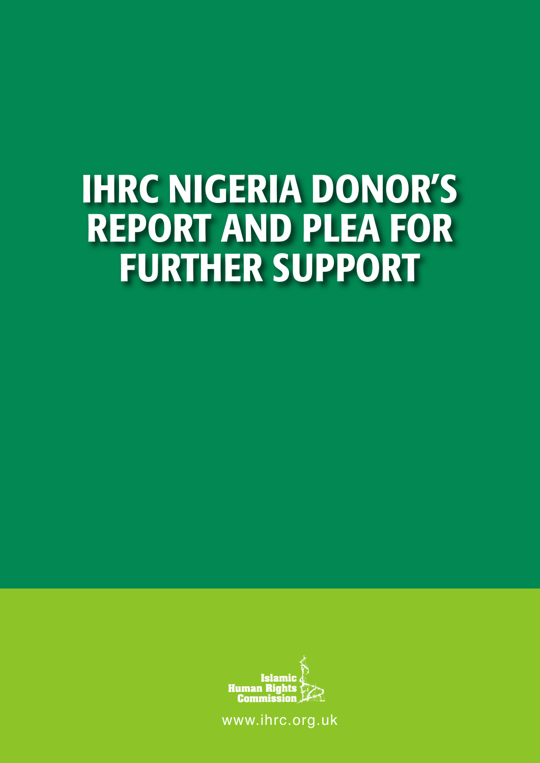# IHRC NIGERIA DONOR'S REPORT AND PLEA FOR FURTHER SUPPORT

Islamic Human Rights Commission

www.ihrc.org.uk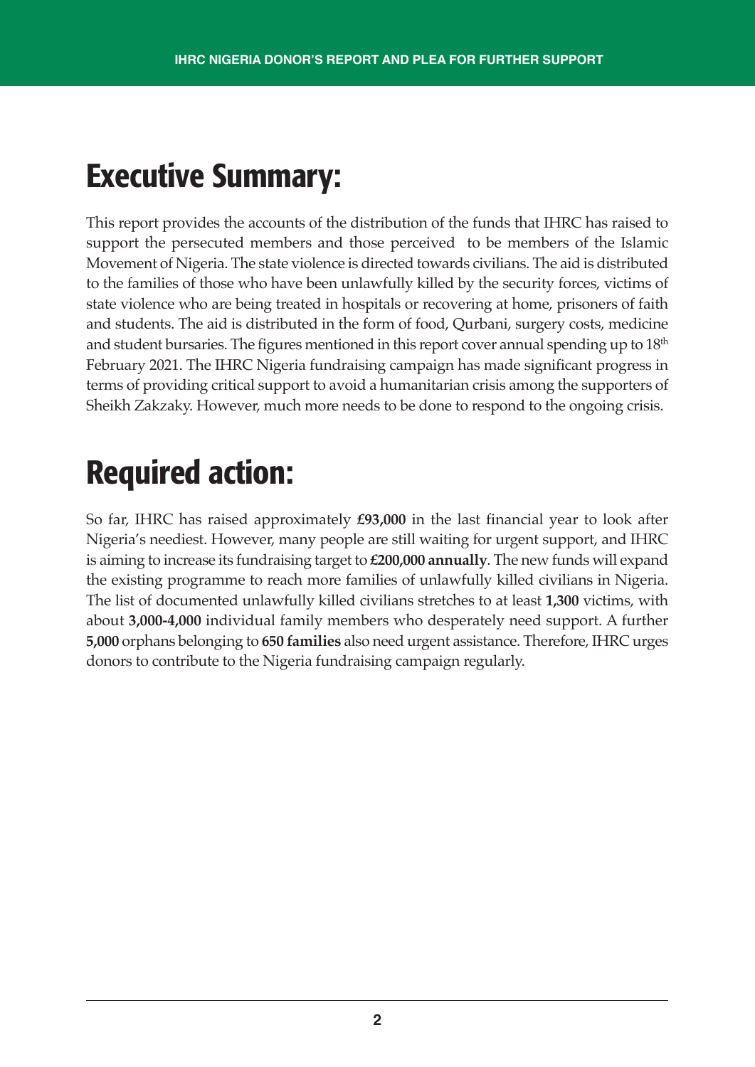## Executive Summary:

This report provides the accounts of the distribution of the funds that IHRC has raised to support the persecuted members and those perceived to be members of the Islamic Movement of Nigeria. The state violence is directed towards civilians. The aid is distributed to the families of those who have been unlawfully killed by the security forces, victims of state violence who are being treated in hospitals or recovering at home, prisoners of faith and students. The aid is distributed in the form of food, Qurbani, surgery costs, medicine and student bursaries. The figures mentioned in this report cover annual spending up to 18th February 2021. The IHRC Nigeria fundraising campaign has made significant progress in terms of providing critical support to avoid a humanitarian crisis among the supporters of Sheikh Zakzaky. However, much more needs to be done to respond to the ongoing crisis.

## Required action:

So far, IHRC has raised approximately **£93,000** in the last financial year to look after Nigeria's neediest. However, many people are still waiting for urgent support, and IHRC is aiming to increase its fundraising target to **£200,000 annually**. The new funds will expand the existing programme to reach more families of unlawfully killed civilians in Nigeria. The list of documented unlawfully killed civilians stretches to at least **1,300** victims, with about **3,000-4,000** individual family members who desperately need support. A further **5,000** orphans belonging to **650 families** also need urgent assistance. Therefore, IHRC urges donors to contribute to the Nigeria fundraising campaign regularly.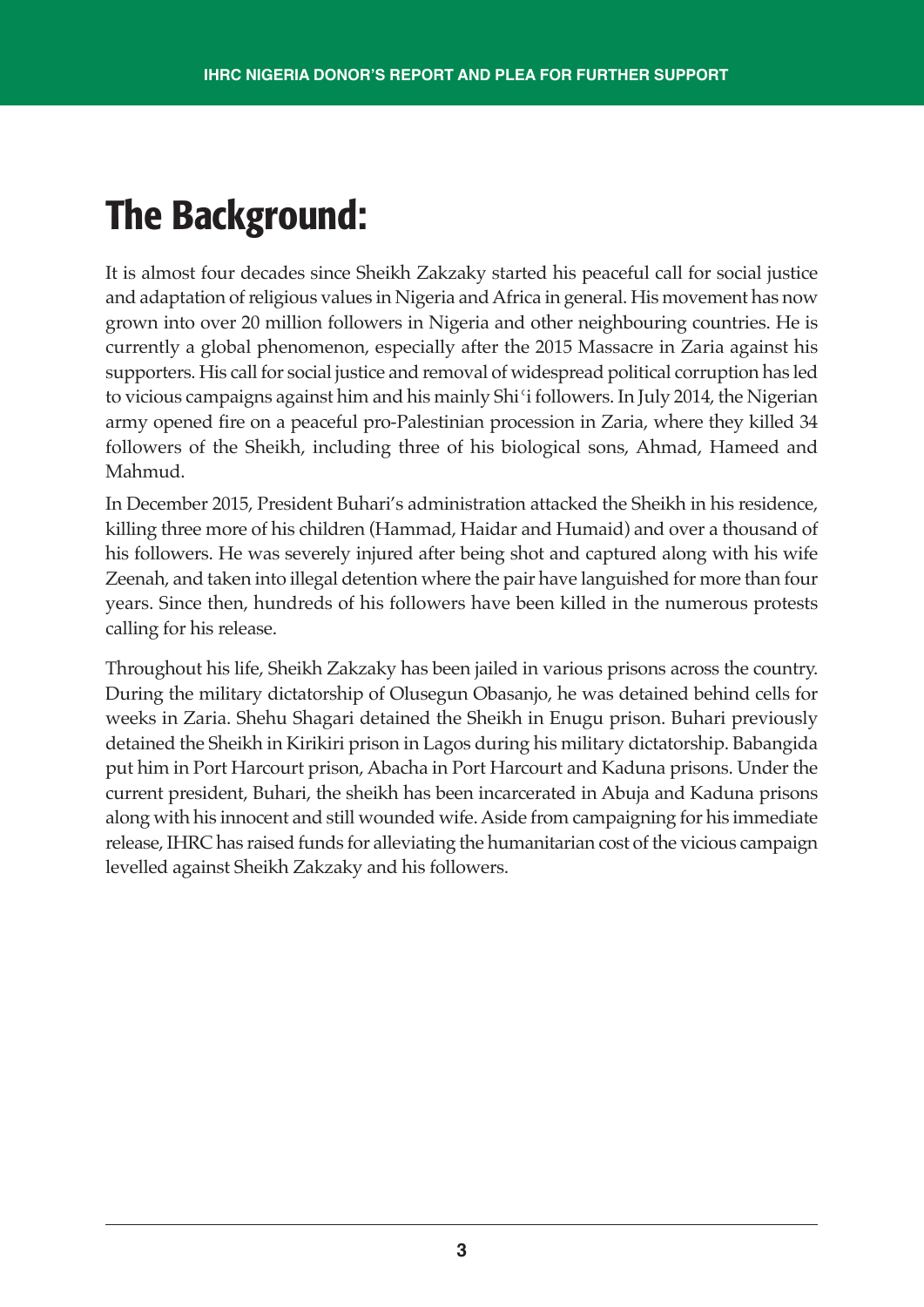# The Background:

It is almost four decades since Sheikh Zakzaky started his peaceful call for social justice and adaptation of religious values in Nigeria and Africa in general. His movement has now grown into over 20 million followers in Nigeria and other neighbouring countries. He is currently a global phenomenon, especially after the 2015 Massacre in Zaria against his supporters. His call for social justice and removal of widespread political corruption has led to vicious campaigns against him and his mainly Shi'i followers. In July 2014, the Nigerian army opened fire on a peaceful pro-Palestinian procession in Zaria, where they killed 34 followers of the Sheikh, including three of his biological sons, Ahmad, Hameed and Mahmud.

In December 2015, President Buhari's administration attacked the Sheikh in his residence, killing three more of his children (Hammad, Haidar and Humaid) and over a thousand of his followers. He was severely injured after being shot and captured along with his wife Zeenah, and taken into illegal detention where the pair have languished for more than four years. Since then, hundreds of his followers have been killed in the numerous protests calling for his release.

Throughout his life, Sheikh Zakzaky has been jailed in various prisons across the country. During the military dictatorship of Olusegun Obasanjo, he was detained behind cells for weeks in Zaria. Shehu Shagari detained the Sheikh in Enugu prison. Buhari previously detained the Sheikh in Kirikiri prison in Lagos during his military dictatorship. Babangida put him in Port Harcourt prison, Abacha in Port Harcourt and Kaduna prisons. Under the current president, Buhari, the sheikh has been incarcerated in Abuja and Kaduna prisons along with his innocent and still wounded wife. Aside from campaigning for his immediate release, IHRC has raised funds for alleviating the humanitarian cost of the vicious campaign levelled against Sheikh Zakzaky and his followers.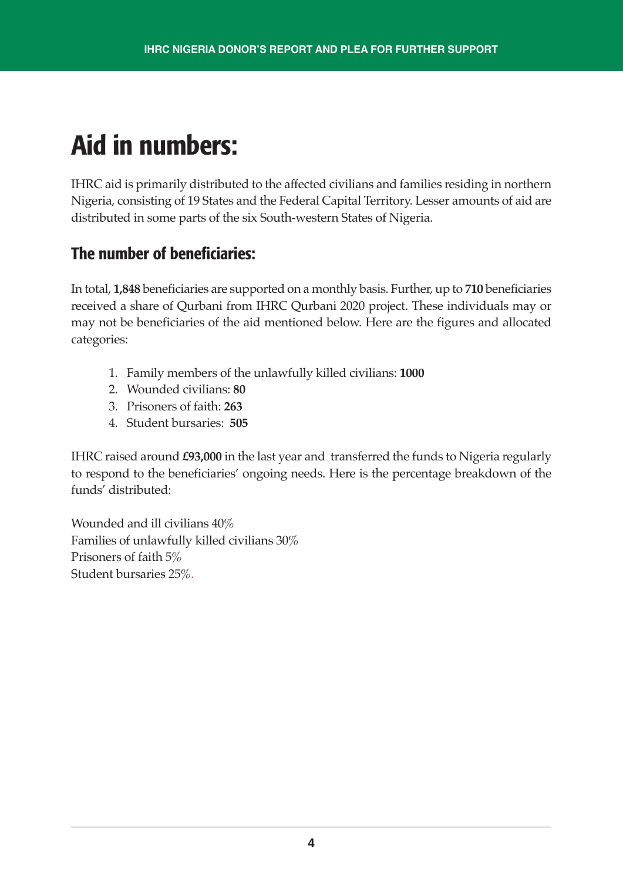# Aid in numbers:

IHRC aid is primarily distributed to the affected civilians and families residing in northern Nigeria, consisting of 19 States and the Federal Capital Territory. Lesser amounts of aid are distributed in some parts of the six South-western States of Nigeria.

## The number of beneficiaries:

In total, **1,848** beneficiaries are supported on a monthly basis. Further, up to **710** beneficiaries received a share of Qurbani from IHRC Qurbani 2020 project. These individuals may or may not be beneficiaries of the aid mentioned below. Here are the figures and allocated categories:

1. Family members of the unlawfully killed civilians: **1000**
2. Wounded civilians: **80**
3. Prisoners of faith: **263**
4. Student bursaries: **505**

IHRC raised around **£93,000** in the last year and transferred the funds to Nigeria regularly to respond to the beneficiaries' ongoing needs. Here is the percentage breakdown of the funds' distributed:

Wounded and ill civilians 40%
Families of unlawfully killed civilians 30%
Prisoners of faith 5%
Student bursaries 25%.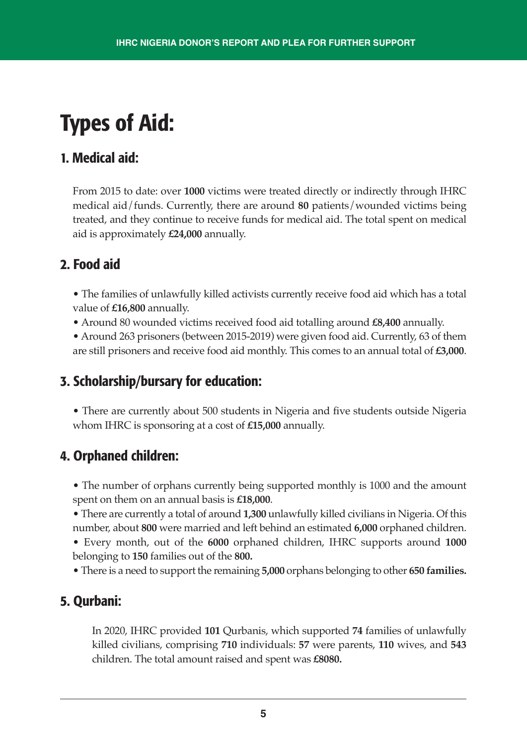# Types of Aid:

## 1. Medical aid:

From 2015 to date: over **1000** victims were treated directly or indirectly through IHRC medical aid/funds. Currently, there are around **80** patients/wounded victims being treated, and they continue to receive funds for medical aid. The total spent on medical aid is approximately **£24,000** annually.

## 2. Food aid

- The families of unlawfully killed activists currently receive food aid which has a total value of **£16,800** annually.
- Around 80 wounded victims received food aid totalling around **£8,400** annually.
- Around 263 prisoners (between 2015-2019) were given food aid. Currently, 63 of them are still prisoners and receive food aid monthly. This comes to an annual total of **£3,000**.

## 3. Scholarship/bursary for education:

- There are currently about 500 students in Nigeria and five students outside Nigeria whom IHRC is sponsoring at a cost of **£15,000** annually.

## 4. Orphaned children:

- The number of orphans currently being supported monthly is 1000 and the amount spent on them on an annual basis is **£18,000**.
- There are currently a total of around **1,300** unlawfully killed civilians in Nigeria. Of this number, about **800** were married and left behind an estimated **6,000** orphaned children.
- Every month, out of the **6000** orphaned children, IHRC supports around **1000** belonging to **150** families out of the **800.**
- There is a need to support the remaining **5,000** orphans belonging to other **650 families.**

## 5. Qurbani:

In 2020, IHRC provided **101** Qurbanis, which supported **74** families of unlawfully killed civilians, comprising **710** individuals: **57** were parents, **110** wives, and **543** children. The total amount raised and spent was **£8080.**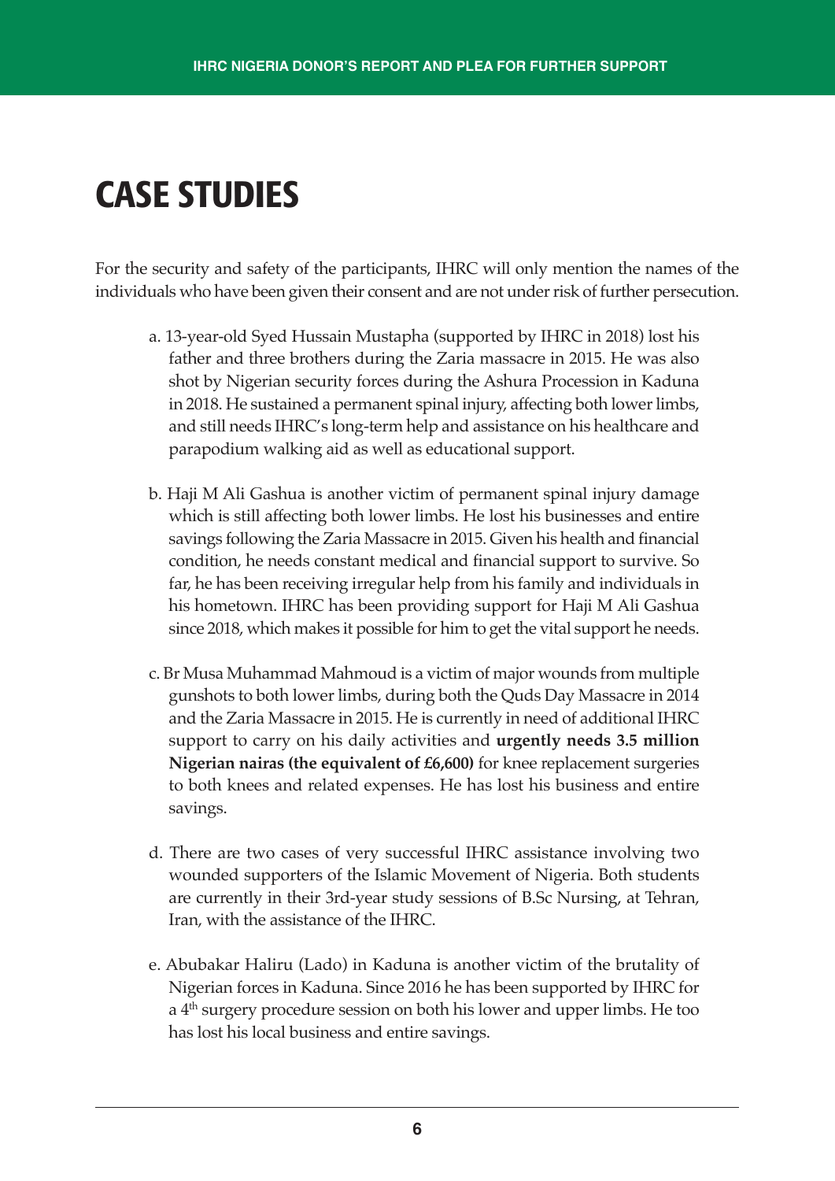# CASE STUDIES

For the security and safety of the participants, IHRC will only mention the names of the individuals who have been given their consent and are not under risk of further persecution.

a. 13-year-old Syed Hussain Mustapha (supported by IHRC in 2018) lost his father and three brothers during the Zaria massacre in 2015. He was also shot by Nigerian security forces during the Ashura Procession in Kaduna in 2018. He sustained a permanent spinal injury, affecting both lower limbs, and still needs IHRC's long-term help and assistance on his healthcare and parapodium walking aid as well as educational support.

b. Haji M Ali Gashua is another victim of permanent spinal injury damage which is still affecting both lower limbs. He lost his businesses and entire savings following the Zaria Massacre in 2015. Given his health and financial condition, he needs constant medical and financial support to survive. So far, he has been receiving irregular help from his family and individuals in his hometown. IHRC has been providing support for Haji M Ali Gashua since 2018, which makes it possible for him to get the vital support he needs.

c. Br Musa Muhammad Mahmoud is a victim of major wounds from multiple gunshots to both lower limbs, during both the Quds Day Massacre in 2014 and the Zaria Massacre in 2015. He is currently in need of additional IHRC support to carry on his daily activities and **urgently needs 3.5 million Nigerian nairas (the equivalent of £6,600)** for knee replacement surgeries to both knees and related expenses. He has lost his business and entire savings.

d. There are two cases of very successful IHRC assistance involving two wounded supporters of the Islamic Movement of Nigeria. Both students are currently in their 3rd-year study sessions of B.Sc Nursing, at Tehran, Iran, with the assistance of the IHRC.

e. Abubakar Haliru (Lado) in Kaduna is another victim of the brutality of Nigerian forces in Kaduna. Since 2016 he has been supported by IHRC for a 4th surgery procedure session on both his lower and upper limbs. He too has lost his local business and entire savings.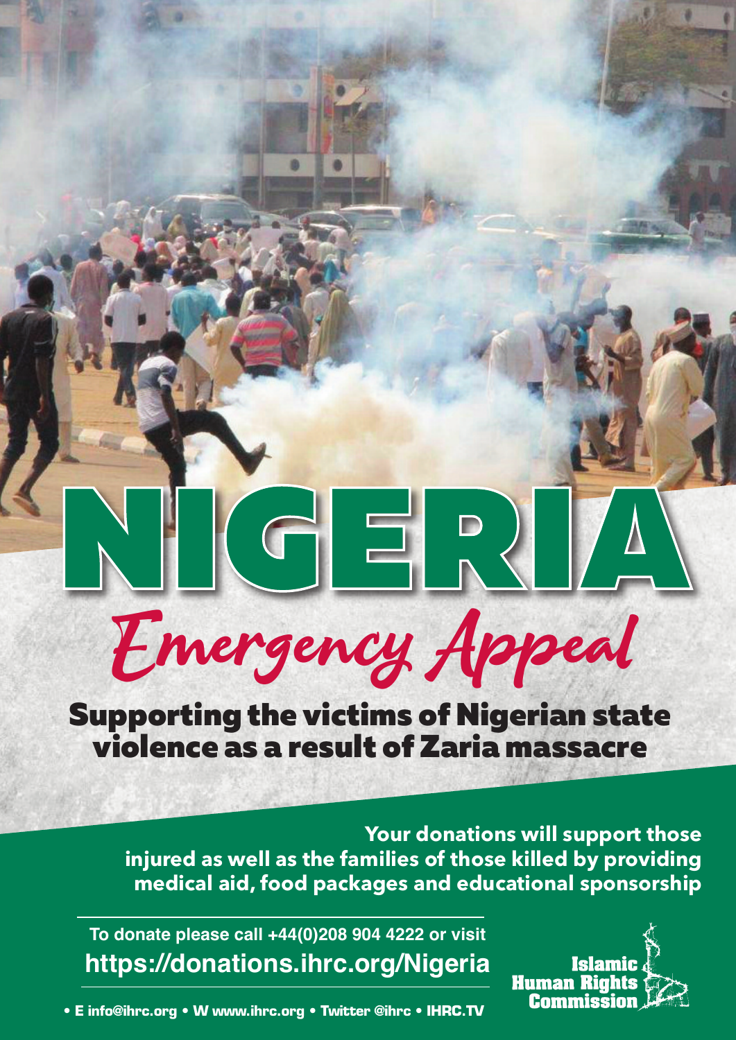# NIGERIA

## Emergency Appeal

### Supporting the victims of Nigerian state violence as a result of Zaria massacre

**Your donations will support those injured as well as the families of those killed by providing medical aid, food packages and educational sponsorship**

To donate please call +44(0)208 904 4222 or visit

**https://donations.ihrc.org/Nigeria**

• E info@ihrc.org • W www.ihrc.org • Twitter @ihrc • IHRC.TV

Islamic Human Rights Commission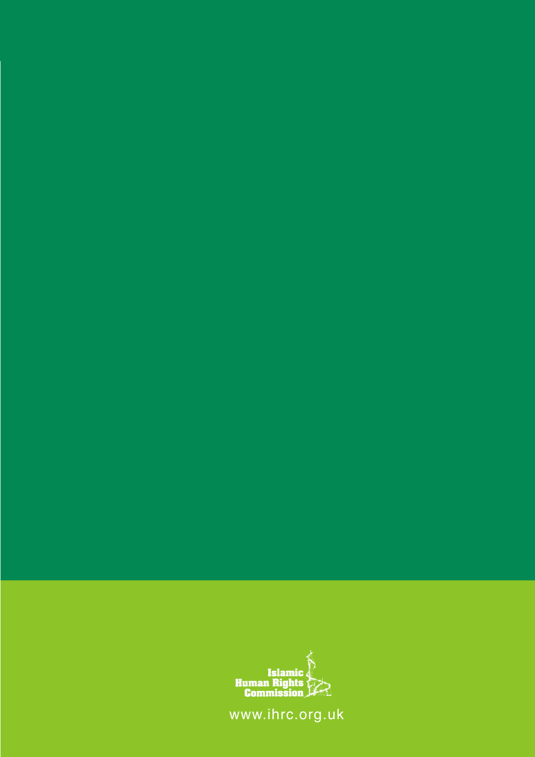Islamic
Human Rights
Commission

www.ihrc.org.uk